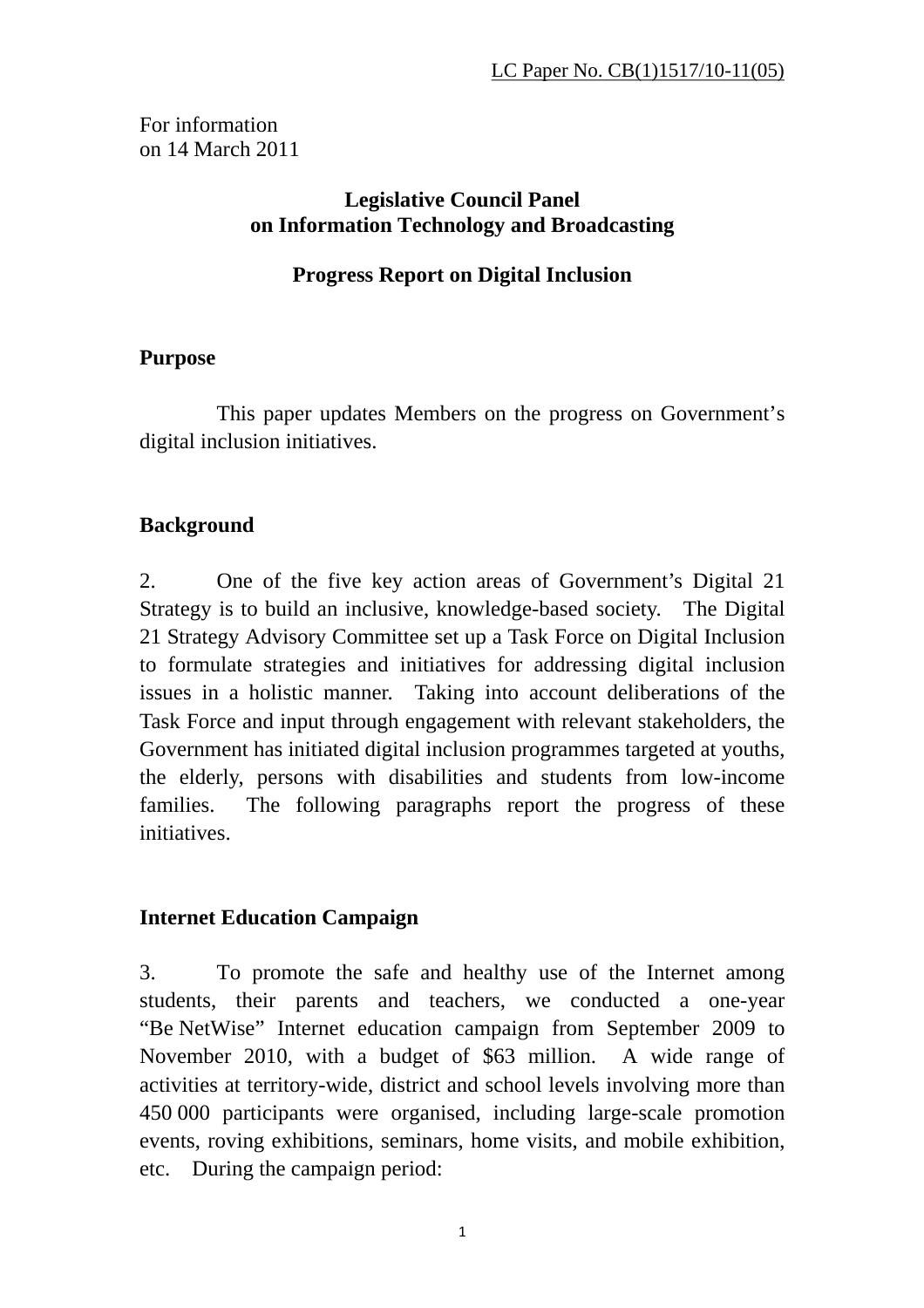LC Paper No. CB(1)1517/10-11(05)

For information
on 14 March 2011

**Legislative Council Panel**
**on Information Technology and Broadcasting**

**Progress Report on Digital Inclusion**

**Purpose**

This paper updates Members on the progress on Government's digital inclusion initiatives.

**Background**

2. One of the five key action areas of Government's Digital 21 Strategy is to build an inclusive, knowledge-based society. The Digital 21 Strategy Advisory Committee set up a Task Force on Digital Inclusion to formulate strategies and initiatives for addressing digital inclusion issues in a holistic manner. Taking into account deliberations of the Task Force and input through engagement with relevant stakeholders, the Government has initiated digital inclusion programmes targeted at youths, the elderly, persons with disabilities and students from low-income families. The following paragraphs report the progress of these initiatives.

**Internet Education Campaign**

3. To promote the safe and healthy use of the Internet among students, their parents and teachers, we conducted a one-year "Be NetWise" Internet education campaign from September 2009 to November 2010, with a budget of $63 million. A wide range of activities at territory-wide, district and school levels involving more than 450 000 participants were organised, including large-scale promotion events, roving exhibitions, seminars, home visits, and mobile exhibition, etc. During the campaign period: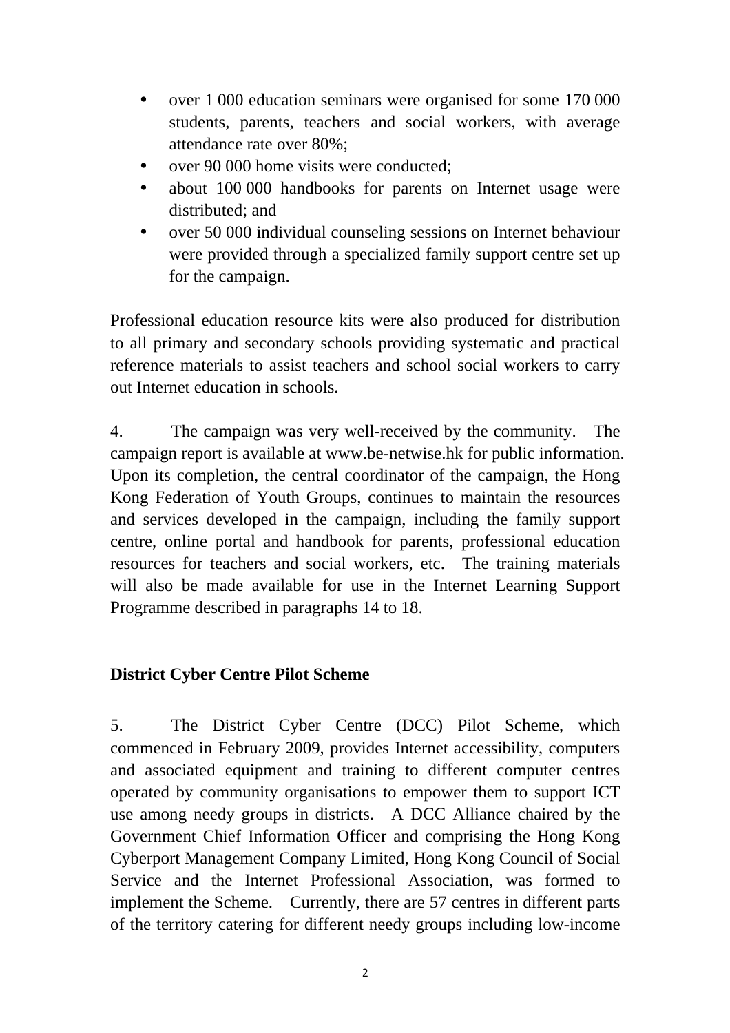- over 1 000 education seminars were organised for some 170 000 students, parents, teachers and social workers, with average attendance rate over 80%;
- over 90 000 home visits were conducted;
- about 100 000 handbooks for parents on Internet usage were distributed; and
- over 50 000 individual counseling sessions on Internet behaviour were provided through a specialized family support centre set up for the campaign.

Professional education resource kits were also produced for distribution to all primary and secondary schools providing systematic and practical reference materials to assist teachers and school social workers to carry out Internet education in schools.

4. The campaign was very well-received by the community. The campaign report is available at www.be-netwise.hk for public information. Upon its completion, the central coordinator of the campaign, the Hong Kong Federation of Youth Groups, continues to maintain the resources and services developed in the campaign, including the family support centre, online portal and handbook for parents, professional education resources for teachers and social workers, etc. The training materials will also be made available for use in the Internet Learning Support Programme described in paragraphs 14 to 18.

**District Cyber Centre Pilot Scheme**

5. The District Cyber Centre (DCC) Pilot Scheme, which commenced in February 2009, provides Internet accessibility, computers and associated equipment and training to different computer centres operated by community organisations to empower them to support ICT use among needy groups in districts. A DCC Alliance chaired by the Government Chief Information Officer and comprising the Hong Kong Cyberport Management Company Limited, Hong Kong Council of Social Service and the Internet Professional Association, was formed to implement the Scheme. Currently, there are 57 centres in different parts of the territory catering for different needy groups including low-income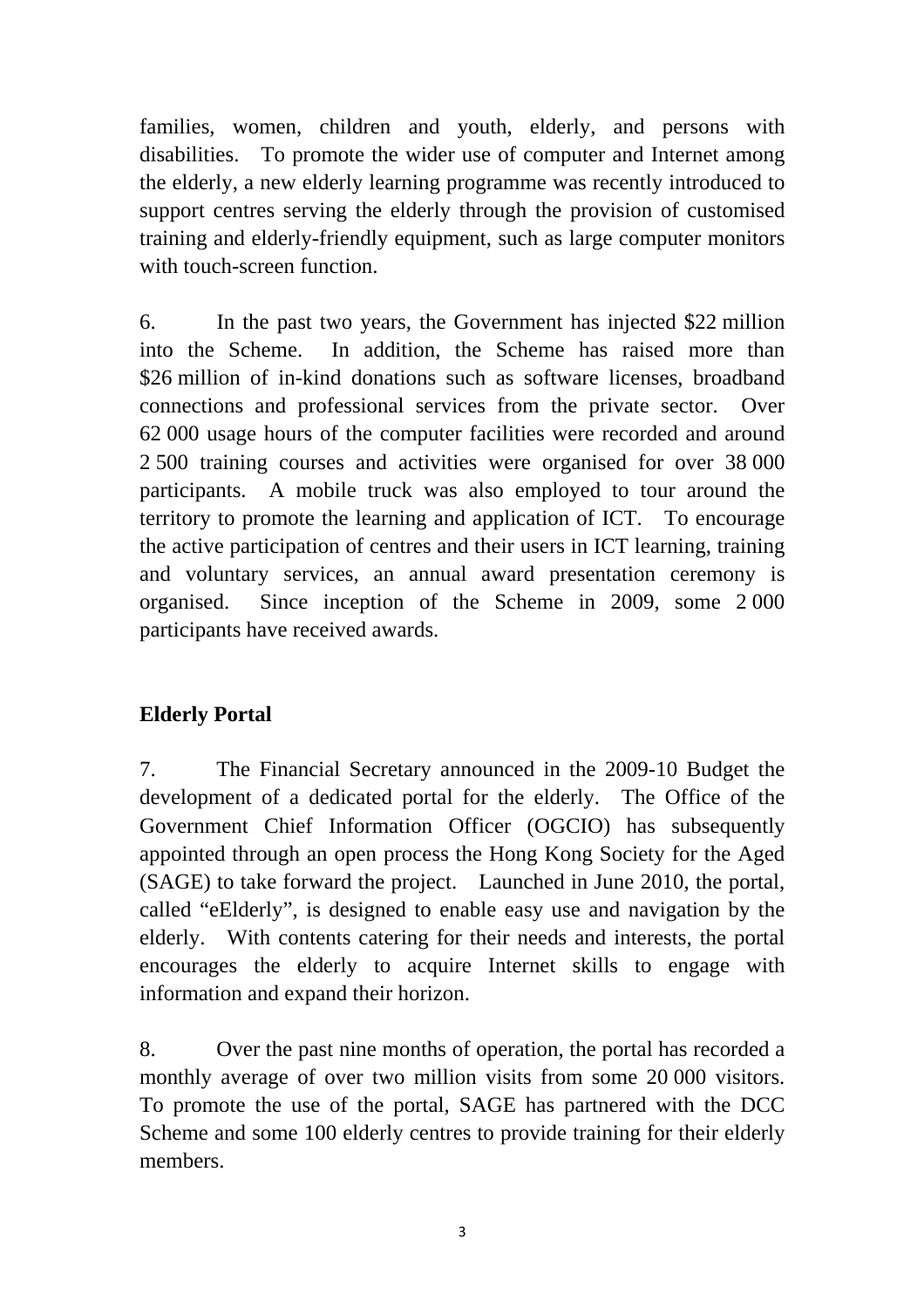families, women, children and youth, elderly, and persons with disabilities. To promote the wider use of computer and Internet among the elderly, a new elderly learning programme was recently introduced to support centres serving the elderly through the provision of customised training and elderly-friendly equipment, such as large computer monitors with touch-screen function.

6. In the past two years, the Government has injected $22 million into the Scheme. In addition, the Scheme has raised more than $26 million of in-kind donations such as software licenses, broadband connections and professional services from the private sector. Over 62 000 usage hours of the computer facilities were recorded and around 2 500 training courses and activities were organised for over 38 000 participants. A mobile truck was also employed to tour around the territory to promote the learning and application of ICT. To encourage the active participation of centres and their users in ICT learning, training and voluntary services, an annual award presentation ceremony is organised. Since inception of the Scheme in 2009, some 2 000 participants have received awards.

**Elderly Portal**

7. The Financial Secretary announced in the 2009-10 Budget the development of a dedicated portal for the elderly. The Office of the Government Chief Information Officer (OGCIO) has subsequently appointed through an open process the Hong Kong Society for the Aged (SAGE) to take forward the project. Launched in June 2010, the portal, called "eElderly", is designed to enable easy use and navigation by the elderly. With contents catering for their needs and interests, the portal encourages the elderly to acquire Internet skills to engage with information and expand their horizon.

8. Over the past nine months of operation, the portal has recorded a monthly average of over two million visits from some 20 000 visitors. To promote the use of the portal, SAGE has partnered with the DCC Scheme and some 100 elderly centres to provide training for their elderly members.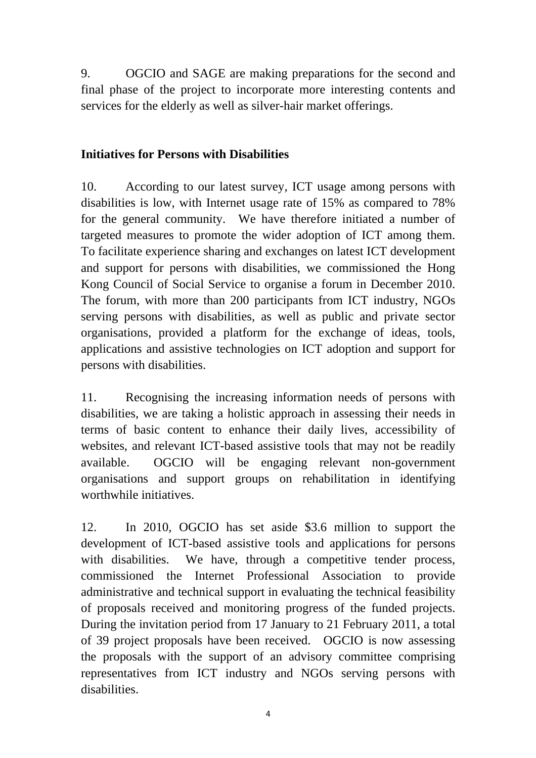9. OGCIO and SAGE are making preparations for the second and final phase of the project to incorporate more interesting contents and services for the elderly as well as silver-hair market offerings.

**Initiatives for Persons with Disabilities**

10. According to our latest survey, ICT usage among persons with disabilities is low, with Internet usage rate of 15% as compared to 78% for the general community. We have therefore initiated a number of targeted measures to promote the wider adoption of ICT among them. To facilitate experience sharing and exchanges on latest ICT development and support for persons with disabilities, we commissioned the Hong Kong Council of Social Service to organise a forum in December 2010. The forum, with more than 200 participants from ICT industry, NGOs serving persons with disabilities, as well as public and private sector organisations, provided a platform for the exchange of ideas, tools, applications and assistive technologies on ICT adoption and support for persons with disabilities.

11. Recognising the increasing information needs of persons with disabilities, we are taking a holistic approach in assessing their needs in terms of basic content to enhance their daily lives, accessibility of websites, and relevant ICT-based assistive tools that may not be readily available. OGCIO will be engaging relevant non-government organisations and support groups on rehabilitation in identifying worthwhile initiatives.

12. In 2010, OGCIO has set aside $3.6 million to support the development of ICT-based assistive tools and applications for persons with disabilities. We have, through a competitive tender process, commissioned the Internet Professional Association to provide administrative and technical support in evaluating the technical feasibility of proposals received and monitoring progress of the funded projects. During the invitation period from 17 January to 21 February 2011, a total of 39 project proposals have been received. OGCIO is now assessing the proposals with the support of an advisory committee comprising representatives from ICT industry and NGOs serving persons with disabilities.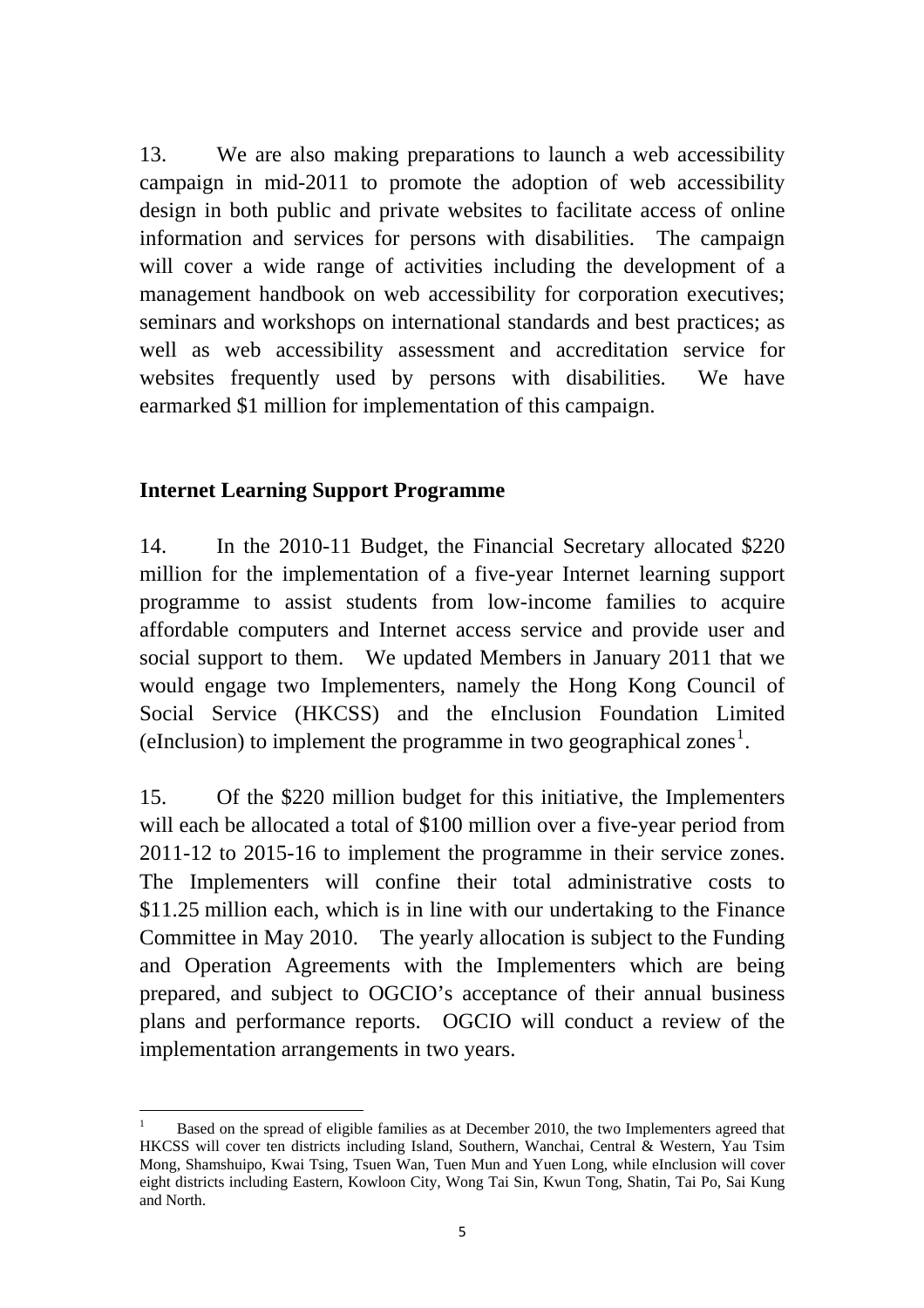13. We are also making preparations to launch a web accessibility campaign in mid-2011 to promote the adoption of web accessibility design in both public and private websites to facilitate access of online information and services for persons with disabilities. The campaign will cover a wide range of activities including the development of a management handbook on web accessibility for corporation executives; seminars and workshops on international standards and best practices; as well as web accessibility assessment and accreditation service for websites frequently used by persons with disabilities. We have earmarked $1 million for implementation of this campaign.

## Internet Learning Support Programme

14. In the 2010-11 Budget, the Financial Secretary allocated $220 million for the implementation of a five-year Internet learning support programme to assist students from low-income families to acquire affordable computers and Internet access service and provide user and social support to them. We updated Members in January 2011 that we would engage two Implementers, namely the Hong Kong Council of Social Service (HKCSS) and the eInclusion Foundation Limited (eInclusion) to implement the programme in two geographical zones[1].

15. Of the $220 million budget for this initiative, the Implementers will each be allocated a total of $100 million over a five-year period from 2011-12 to 2015-16 to implement the programme in their service zones. The Implementers will confine their total administrative costs to $11.25 million each, which is in line with our undertaking to the Finance Committee in May 2010. The yearly allocation is subject to the Funding and Operation Agreements with the Implementers which are being prepared, and subject to OGCIO's acceptance of their annual business plans and performance reports. OGCIO will conduct a review of the implementation arrangements in two years.

---

[1] Based on the spread of eligible families as at December 2010, the two Implementers agreed that HKCSS will cover ten districts including Island, Southern, Wanchai, Central & Western, Yau Tsim Mong, Shamshuipo, Kwai Tsing, Tsuen Wan, Tuen Mun and Yuen Long, while eInclusion will cover eight districts including Eastern, Kowloon City, Wong Tai Sin, Kwun Tong, Shatin, Tai Po, Sai Kung and North.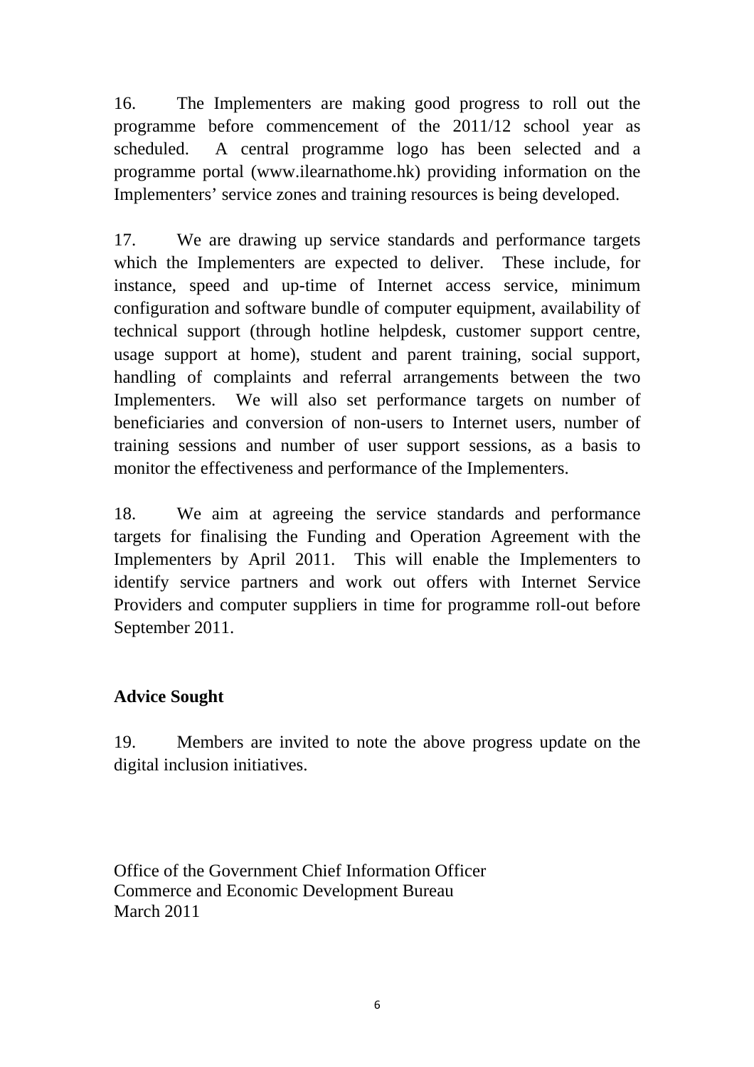16. The Implementers are making good progress to roll out the programme before commencement of the 2011/12 school year as scheduled. A central programme logo has been selected and a programme portal (www.ilearnathome.hk) providing information on the Implementers' service zones and training resources is being developed.

17. We are drawing up service standards and performance targets which the Implementers are expected to deliver. These include, for instance, speed and up-time of Internet access service, minimum configuration and software bundle of computer equipment, availability of technical support (through hotline helpdesk, customer support centre, usage support at home), student and parent training, social support, handling of complaints and referral arrangements between the two Implementers. We will also set performance targets on number of beneficiaries and conversion of non-users to Internet users, number of training sessions and number of user support sessions, as a basis to monitor the effectiveness and performance of the Implementers.

18. We aim at agreeing the service standards and performance targets for finalising the Funding and Operation Agreement with the Implementers by April 2011. This will enable the Implementers to identify service partners and work out offers with Internet Service Providers and computer suppliers in time for programme roll-out before September 2011.

**Advice Sought**

19. Members are invited to note the above progress update on the digital inclusion initiatives.

Office of the Government Chief Information Officer
Commerce and Economic Development Bureau
March 2011